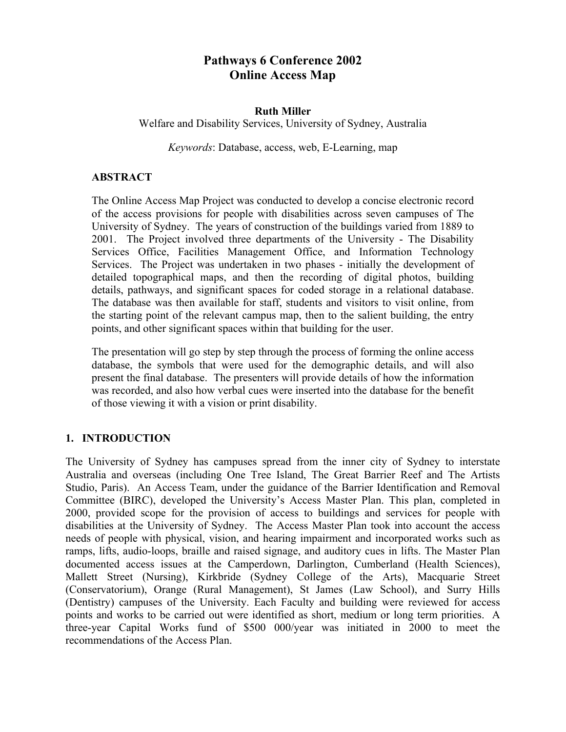# Pathways 6 Conference 2002
# Online Access Map

**Ruth Miller**
Welfare and Disability Services, University of Sydney, Australia

*Keywords*: Database, access, web, E-Learning, map

## ABSTRACT

The Online Access Map Project was conducted to develop a concise electronic record of the access provisions for people with disabilities across seven campuses of The University of Sydney. The years of construction of the buildings varied from 1889 to 2001. The Project involved three departments of the University - The Disability Services Office, Facilities Management Office, and Information Technology Services. The Project was undertaken in two phases - initially the development of detailed topographical maps, and then the recording of digital photos, building details, pathways, and significant spaces for coded storage in a relational database. The database was then available for staff, students and visitors to visit online, from the starting point of the relevant campus map, then to the salient building, the entry points, and other significant spaces within that building for the user.

The presentation will go step by step through the process of forming the online access database, the symbols that were used for the demographic details, and will also present the final database. The presenters will provide details of how the information was recorded, and also how verbal cues were inserted into the database for the benefit of those viewing it with a vision or print disability.

## 1. INTRODUCTION

The University of Sydney has campuses spread from the inner city of Sydney to interstate Australia and overseas (including One Tree Island, The Great Barrier Reef and The Artists Studio, Paris). An Access Team, under the guidance of the Barrier Identification and Removal Committee (BIRC), developed the University's Access Master Plan. This plan, completed in 2000, provided scope for the provision of access to buildings and services for people with disabilities at the University of Sydney. The Access Master Plan took into account the access needs of people with physical, vision, and hearing impairment and incorporated works such as ramps, lifts, audio-loops, braille and raised signage, and auditory cues in lifts. The Master Plan documented access issues at the Camperdown, Darlington, Cumberland (Health Sciences), Mallett Street (Nursing), Kirkbride (Sydney College of the Arts), Macquarie Street (Conservatorium), Orange (Rural Management), St James (Law School), and Surry Hills (Dentistry) campuses of the University. Each Faculty and building were reviewed for access points and works to be carried out were identified as short, medium or long term priorities. A three-year Capital Works fund of $500 000/year was initiated in 2000 to meet the recommendations of the Access Plan.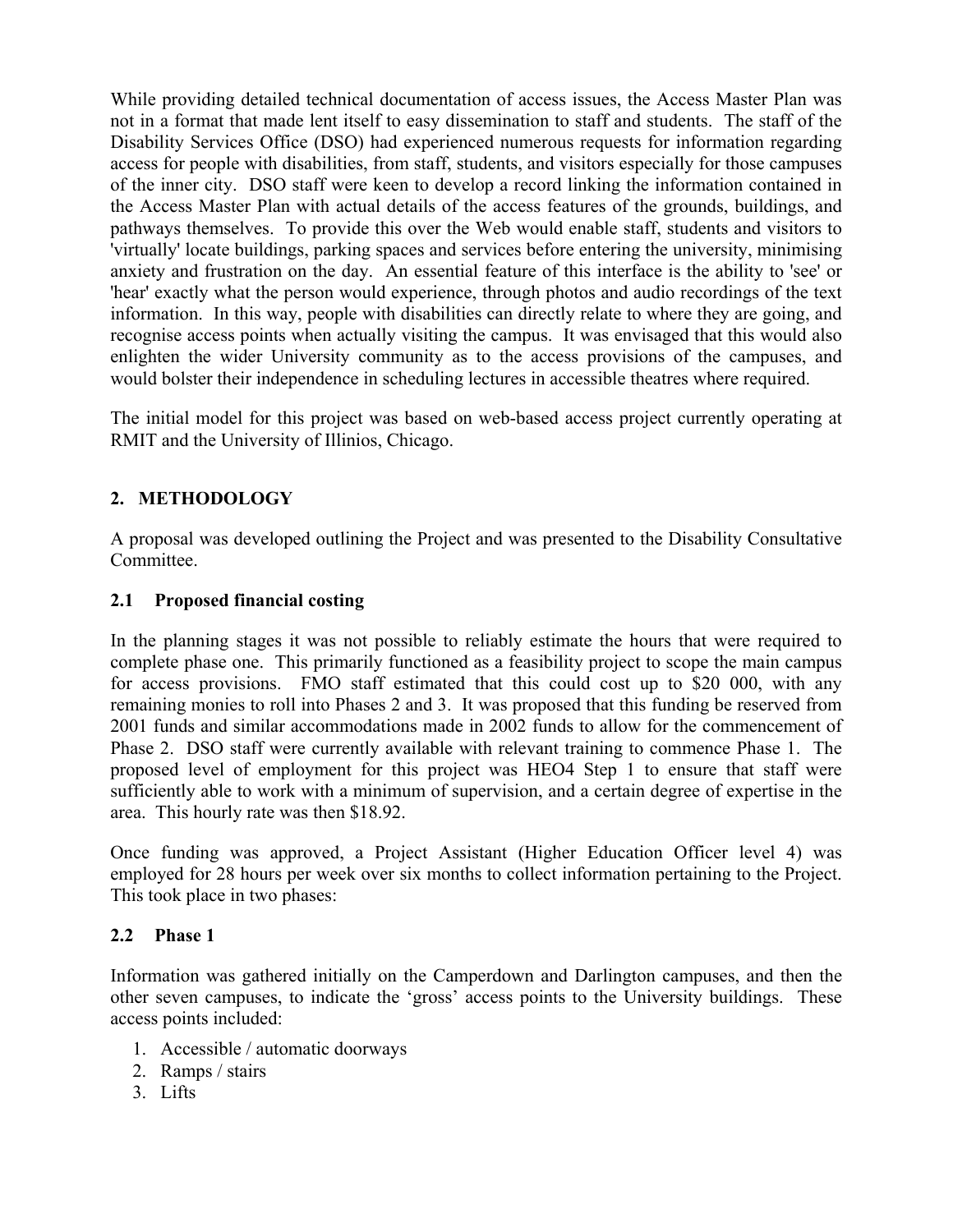While providing detailed technical documentation of access issues, the Access Master Plan was not in a format that made lent itself to easy dissemination to staff and students. The staff of the Disability Services Office (DSO) had experienced numerous requests for information regarding access for people with disabilities, from staff, students, and visitors especially for those campuses of the inner city. DSO staff were keen to develop a record linking the information contained in the Access Master Plan with actual details of the access features of the grounds, buildings, and pathways themselves. To provide this over the Web would enable staff, students and visitors to 'virtually' locate buildings, parking spaces and services before entering the university, minimising anxiety and frustration on the day. An essential feature of this interface is the ability to 'see' or 'hear' exactly what the person would experience, through photos and audio recordings of the text information. In this way, people with disabilities can directly relate to where they are going, and recognise access points when actually visiting the campus. It was envisaged that this would also enlighten the wider University community as to the access provisions of the campuses, and would bolster their independence in scheduling lectures in accessible theatres where required.

The initial model for this project was based on web-based access project currently operating at RMIT and the University of Illinios, Chicago.

## 2. METHODOLOGY

A proposal was developed outlining the Project and was presented to the Disability Consultative Committee.

### 2.1 Proposed financial costing

In the planning stages it was not possible to reliably estimate the hours that were required to complete phase one. This primarily functioned as a feasibility project to scope the main campus for access provisions. FMO staff estimated that this could cost up to $20 000, with any remaining monies to roll into Phases 2 and 3. It was proposed that this funding be reserved from 2001 funds and similar accommodations made in 2002 funds to allow for the commencement of Phase 2. DSO staff were currently available with relevant training to commence Phase 1. The proposed level of employment for this project was HEO4 Step 1 to ensure that staff were sufficiently able to work with a minimum of supervision, and a certain degree of expertise in the area. This hourly rate was then $18.92.

Once funding was approved, a Project Assistant (Higher Education Officer level 4) was employed for 28 hours per week over six months to collect information pertaining to the Project. This took place in two phases:

### 2.2 Phase 1

Information was gathered initially on the Camperdown and Darlington campuses, and then the other seven campuses, to indicate the 'gross' access points to the University buildings. These access points included:

1. Accessible / automatic doorways
2. Ramps / stairs
3. Lifts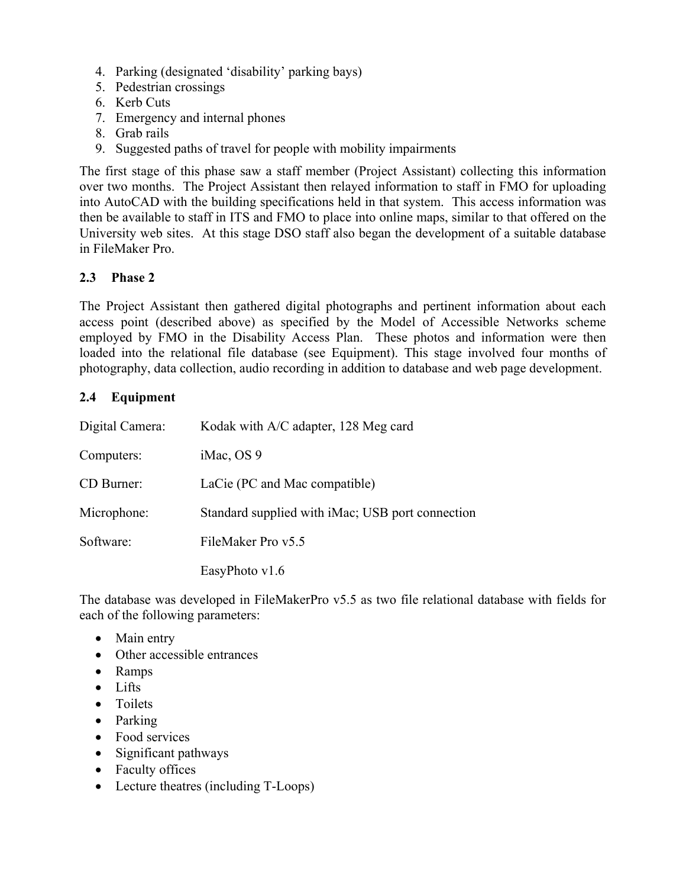4. Parking (designated 'disability' parking bays)
5. Pedestrian crossings
6. Kerb Cuts
7. Emergency and internal phones
8. Grab rails
9. Suggested paths of travel for people with mobility impairments

The first stage of this phase saw a staff member (Project Assistant) collecting this information over two months. The Project Assistant then relayed information to staff in FMO for uploading into AutoCAD with the building specifications held in that system. This access information was then be available to staff in ITS and FMO to place into online maps, similar to that offered on the University web sites. At this stage DSO staff also began the development of a suitable database in FileMaker Pro.

### 2.3 Phase 2

The Project Assistant then gathered digital photographs and pertinent information about each access point (described above) as specified by the Model of Accessible Networks scheme employed by FMO in the Disability Access Plan. These photos and information were then loaded into the relational file database (see Equipment). This stage involved four months of photography, data collection, audio recording in addition to database and web page development.

### 2.4 Equipment

| | |
|---|---|
| Digital Camera: | Kodak with A/C adapter, 128 Meg card |
| Computers: | iMac, OS 9 |
| CD Burner: | LaCie (PC and Mac compatible) |
| Microphone: | Standard supplied with iMac; USB port connection |
| Software: | FileMaker Pro v5.5 |
| | EasyPhoto v1.6 |

The database was developed in FileMakerPro v5.5 as two file relational database with fields for each of the following parameters:

- Main entry
- Other accessible entrances
- Ramps
- Lifts
- Toilets
- Parking
- Food services
- Significant pathways
- Faculty offices
- Lecture theatres (including T-Loops)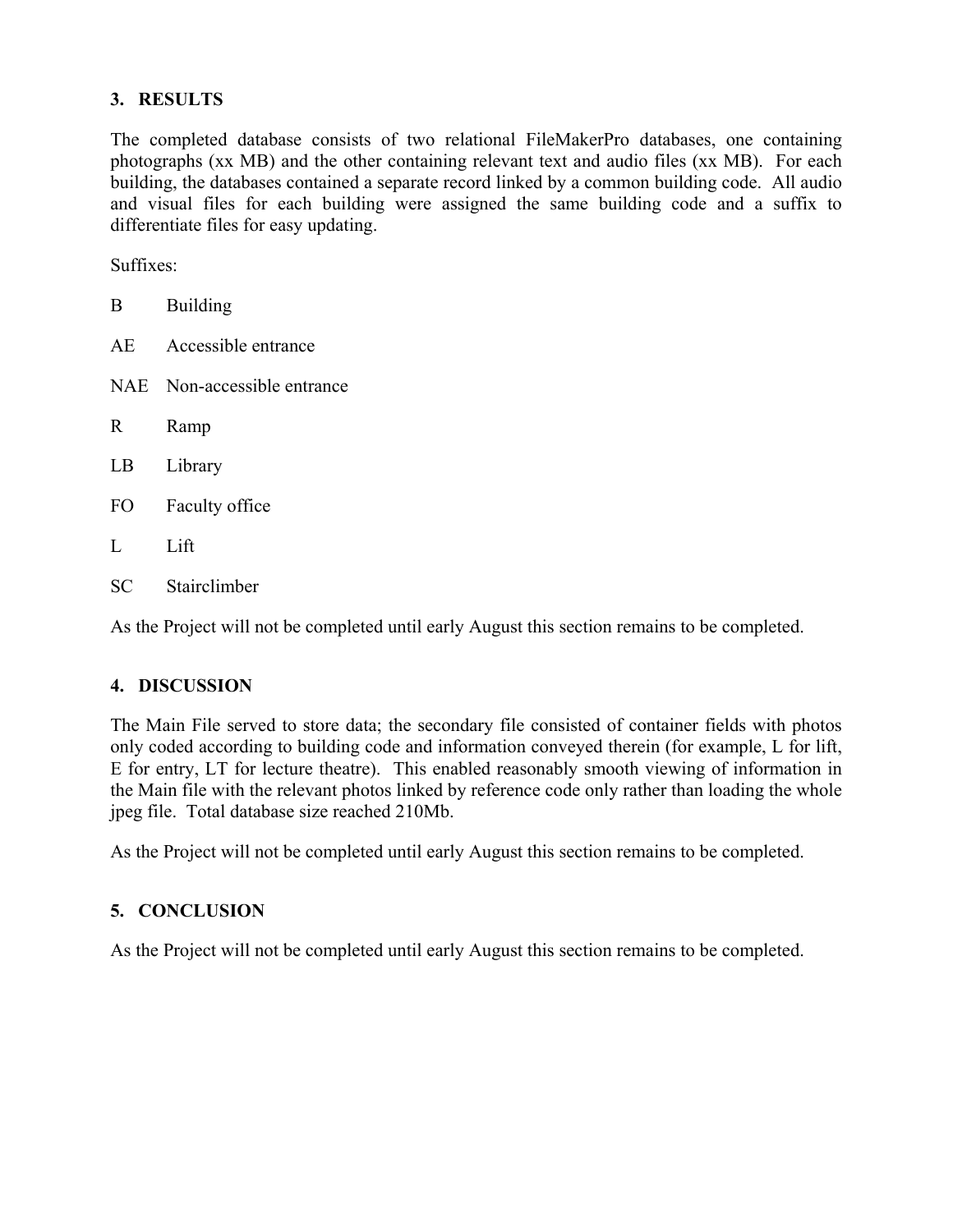## 3. RESULTS

The completed database consists of two relational FileMakerPro databases, one containing photographs (xx MB) and the other containing relevant text and audio files (xx MB). For each building, the databases contained a separate record linked by a common building code. All audio and visual files for each building were assigned the same building code and a suffix to differentiate files for easy updating.

Suffixes:

| | |
|---|---|
| B | Building |
| AE | Accessible entrance |
| NAE | Non-accessible entrance |
| R | Ramp |
| LB | Library |
| FO | Faculty office |
| L | Lift |
| SC | Stairclimber |

As the Project will not be completed until early August this section remains to be completed.

## 4. DISCUSSION

The Main File served to store data; the secondary file consisted of container fields with photos only coded according to building code and information conveyed therein (for example, L for lift, E for entry, LT for lecture theatre). This enabled reasonably smooth viewing of information in the Main file with the relevant photos linked by reference code only rather than loading the whole jpeg file. Total database size reached 210Mb.

As the Project will not be completed until early August this section remains to be completed.

## 5. CONCLUSION

As the Project will not be completed until early August this section remains to be completed.